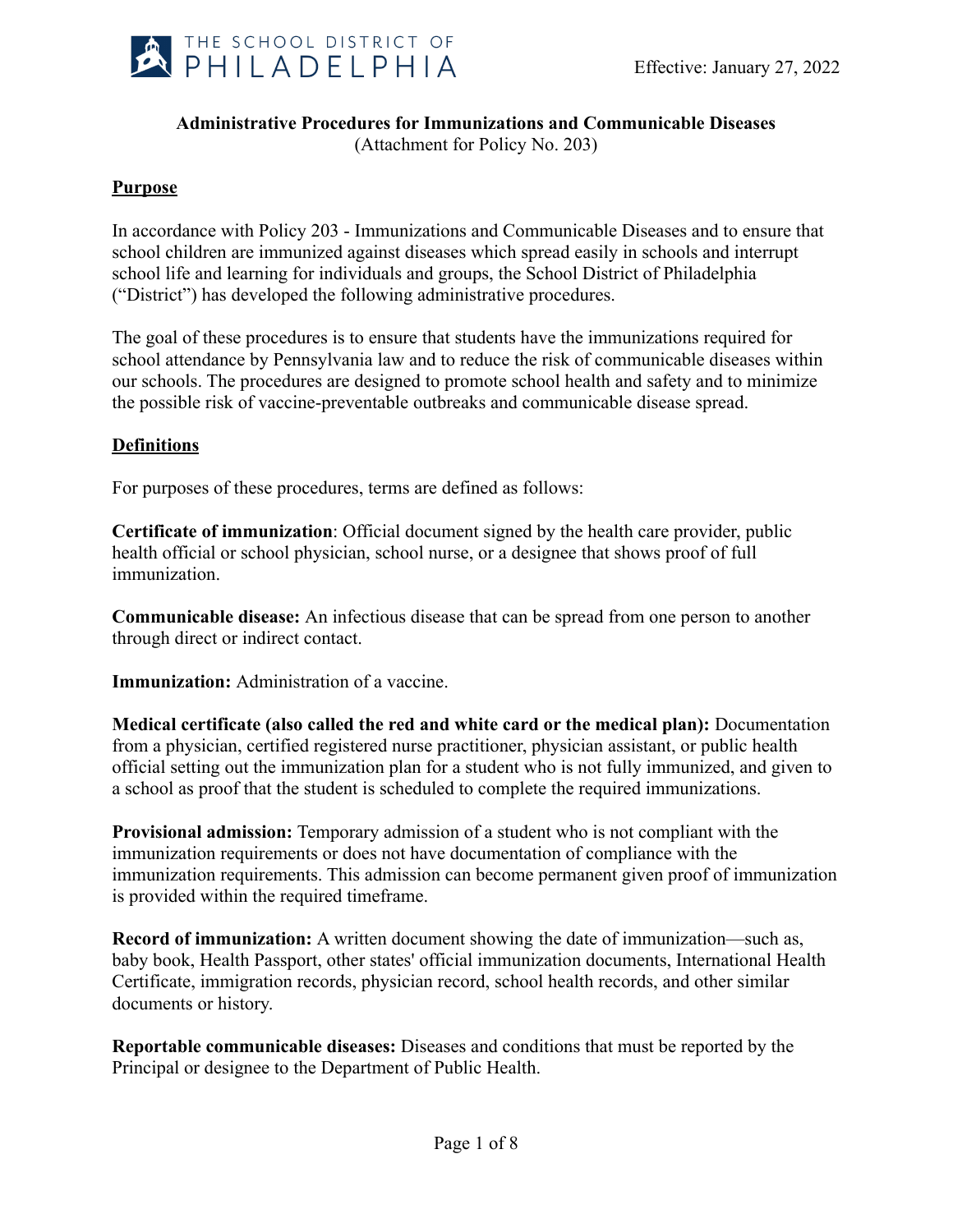THE SCHOOL DISTRICT OF PHILADELPHIA

Effective: January 27, 2022

# Administrative Procedures for Immunizations and Communicable Diseases

(Attachment for Policy No. 203)

## Purpose

In accordance with Policy 203 - Immunizations and Communicable Diseases and to ensure that school children are immunized against diseases which spread easily in schools and interrupt school life and learning for individuals and groups, the School District of Philadelphia ("District") has developed the following administrative procedures.

The goal of these procedures is to ensure that students have the immunizations required for school attendance by Pennsylvania law and to reduce the risk of communicable diseases within our schools. The procedures are designed to promote school health and safety and to minimize the possible risk of vaccine-preventable outbreaks and communicable disease spread.

## Definitions

For purposes of these procedures, terms are defined as follows:

**Certificate of immunization**: Official document signed by the health care provider, public health official or school physician, school nurse, or a designee that shows proof of full immunization.

**Communicable disease:** An infectious disease that can be spread from one person to another through direct or indirect contact.

**Immunization:** Administration of a vaccine.

**Medical certificate (also called the red and white card or the medical plan):** Documentation from a physician, certified registered nurse practitioner, physician assistant, or public health official setting out the immunization plan for a student who is not fully immunized, and given to a school as proof that the student is scheduled to complete the required immunizations.

**Provisional admission:** Temporary admission of a student who is not compliant with the immunization requirements or does not have documentation of compliance with the immunization requirements. This admission can become permanent given proof of immunization is provided within the required timeframe.

**Record of immunization:** A written document showing the date of immunization—such as, baby book, Health Passport, other states' official immunization documents, International Health Certificate, immigration records, physician record, school health records, and other similar documents or history.

**Reportable communicable diseases:** Diseases and conditions that must be reported by the Principal or designee to the Department of Public Health.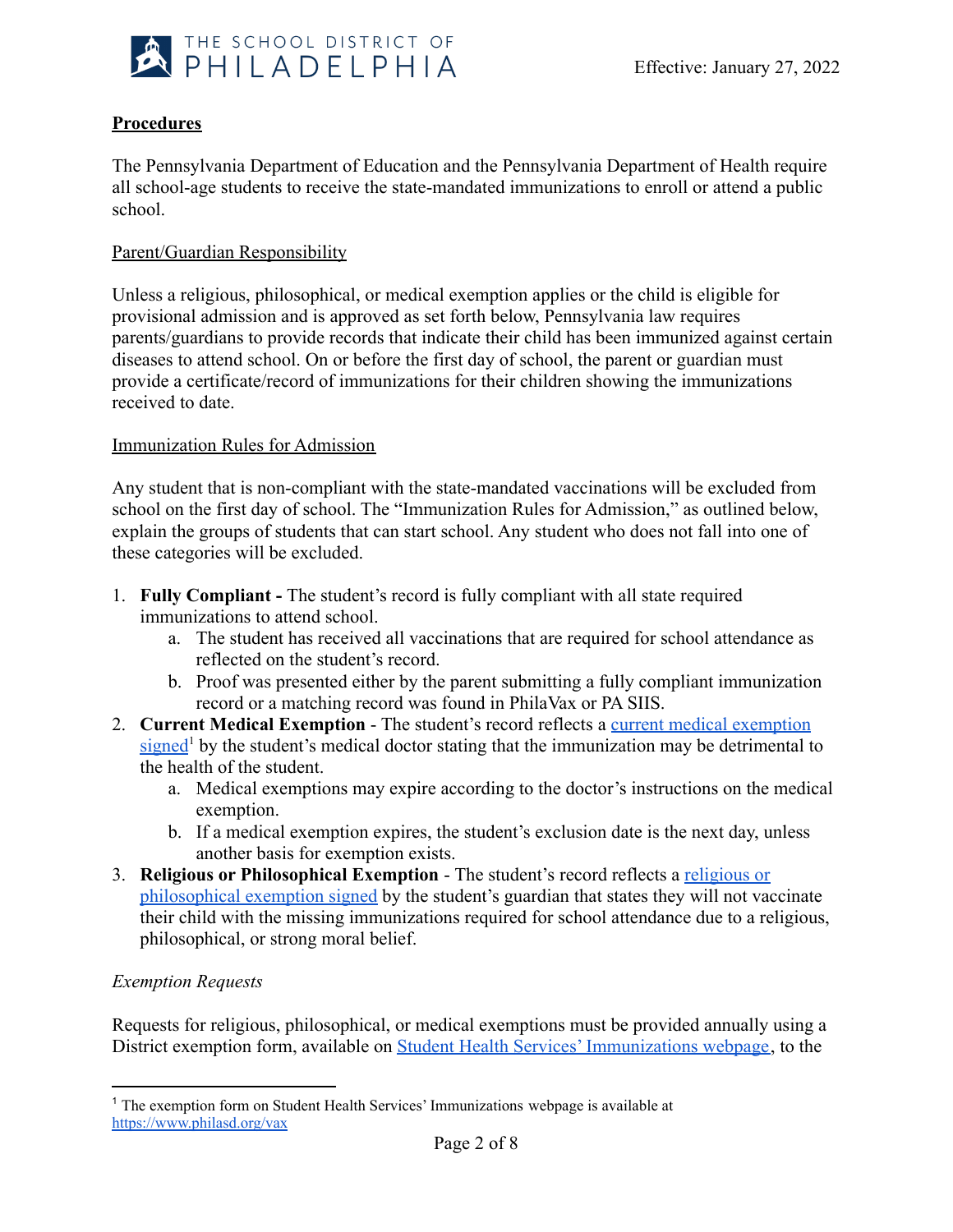**Procedures**

The Pennsylvania Department of Education and the Pennsylvania Department of Health require all school-age students to receive the state-mandated immunizations to enroll or attend a public school.

Parent/Guardian Responsibility

Unless a religious, philosophical, or medical exemption applies or the child is eligible for provisional admission and is approved as set forth below, Pennsylvania law requires parents/guardians to provide records that indicate their child has been immunized against certain diseases to attend school. On or before the first day of school, the parent or guardian must provide a certificate/record of immunizations for their children showing the immunizations received to date.

Immunization Rules for Admission

Any student that is non-compliant with the state-mandated vaccinations will be excluded from school on the first day of school. The "Immunization Rules for Admission," as outlined below, explain the groups of students that can start school. Any student who does not fall into one of these categories will be excluded.

1. **Fully Compliant -** The student's record is fully compliant with all state required immunizations to attend school.
   a. The student has received all vaccinations that are required for school attendance as reflected on the student's record.
   b. Proof was presented either by the parent submitting a fully compliant immunization record or a matching record was found in PhilaVax or PA SIIS.
2. **Current Medical Exemption** - The student's record reflects a current medical exemption signed[1] by the student's medical doctor stating that the immunization may be detrimental to the health of the student.
   a. Medical exemptions may expire according to the doctor's instructions on the medical exemption.
   b. If a medical exemption expires, the student's exclusion date is the next day, unless another basis for exemption exists.
3. **Religious or Philosophical Exemption** - The student's record reflects a religious or philosophical exemption signed by the student's guardian that states they will not vaccinate their child with the missing immunizations required for school attendance due to a religious, philosophical, or strong moral belief.

*Exemption Requests*

Requests for religious, philosophical, or medical exemptions must be provided annually using a District exemption form, available on Student Health Services' Immunizations webpage, to the

[1] The exemption form on Student Health Services' Immunizations webpage is available at https://www.philasd.org/vax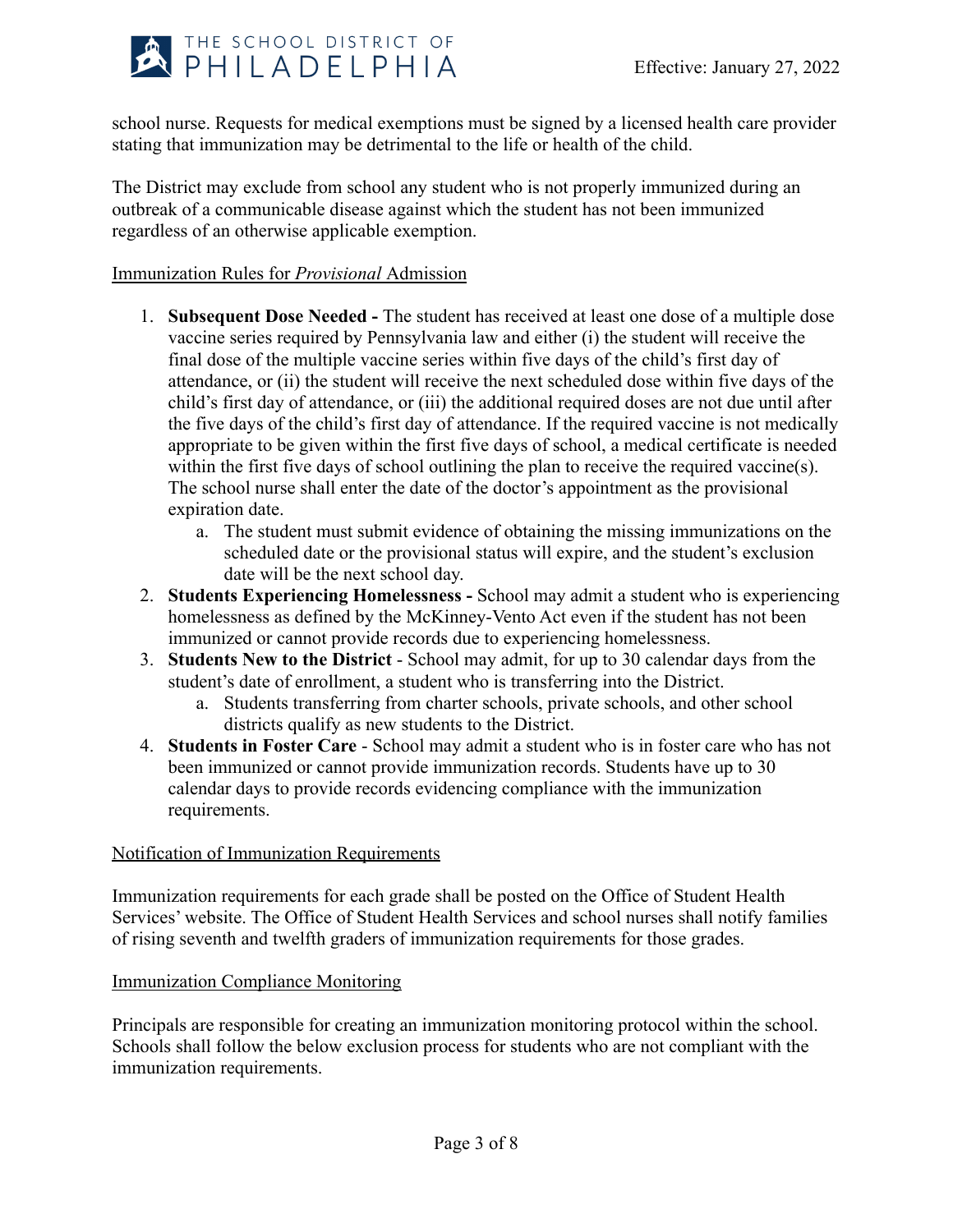school nurse. Requests for medical exemptions must be signed by a licensed health care provider stating that immunization may be detrimental to the life or health of the child.

The District may exclude from school any student who is not properly immunized during an outbreak of a communicable disease against which the student has not been immunized regardless of an otherwise applicable exemption.

Immunization Rules for *Provisional* Admission

1. **Subsequent Dose Needed -** The student has received at least one dose of a multiple dose vaccine series required by Pennsylvania law and either (i) the student will receive the final dose of the multiple vaccine series within five days of the child's first day of attendance, or (ii) the student will receive the next scheduled dose within five days of the child's first day of attendance, or (iii) the additional required doses are not due until after the five days of the child's first day of attendance. If the required vaccine is not medically appropriate to be given within the first five days of school, a medical certificate is needed within the first five days of school outlining the plan to receive the required vaccine(s). The school nurse shall enter the date of the doctor's appointment as the provisional expiration date.
   a. The student must submit evidence of obtaining the missing immunizations on the scheduled date or the provisional status will expire, and the student's exclusion date will be the next school day.
2. **Students Experiencing Homelessness -** School may admit a student who is experiencing homelessness as defined by the McKinney-Vento Act even if the student has not been immunized or cannot provide records due to experiencing homelessness.
3. **Students New to the District** - School may admit, for up to 30 calendar days from the student's date of enrollment, a student who is transferring into the District.
   a. Students transferring from charter schools, private schools, and other school districts qualify as new students to the District.
4. **Students in Foster Care** - School may admit a student who is in foster care who has not been immunized or cannot provide immunization records. Students have up to 30 calendar days to provide records evidencing compliance with the immunization requirements.

Notification of Immunization Requirements

Immunization requirements for each grade shall be posted on the Office of Student Health Services' website. The Office of Student Health Services and school nurses shall notify families of rising seventh and twelfth graders of immunization requirements for those grades.

Immunization Compliance Monitoring

Principals are responsible for creating an immunization monitoring protocol within the school. Schools shall follow the below exclusion process for students who are not compliant with the immunization requirements.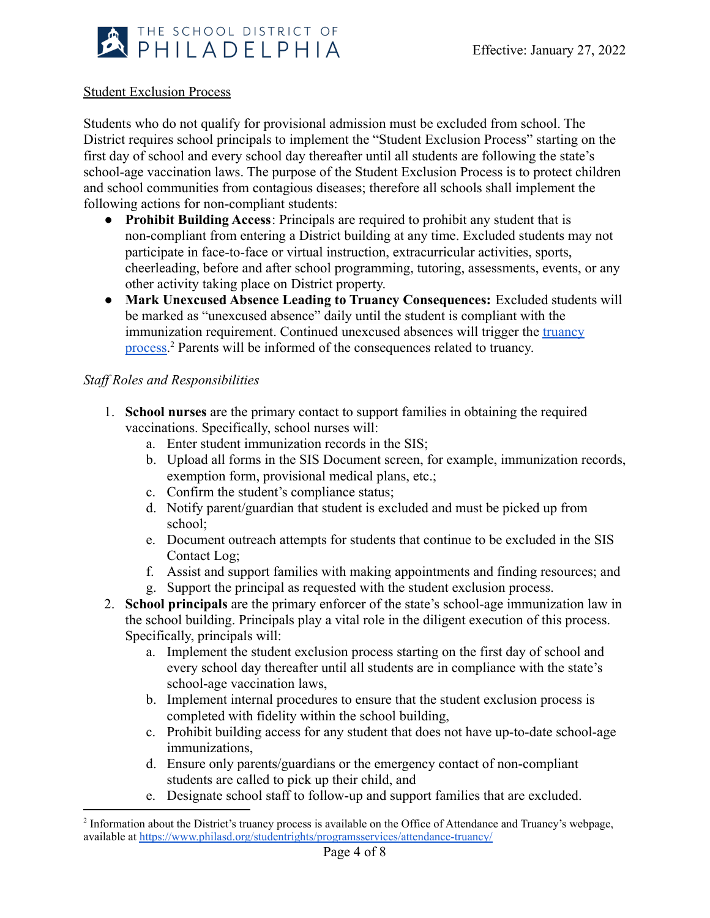Student Exclusion Process

Students who do not qualify for provisional admission must be excluded from school. The District requires school principals to implement the "Student Exclusion Process" starting on the first day of school and every school day thereafter until all students are following the state's school-age vaccination laws. The purpose of the Student Exclusion Process is to protect children and school communities from contagious diseases; therefore all schools shall implement the following actions for non-compliant students:

- **Prohibit Building Access**: Principals are required to prohibit any student that is non-compliant from entering a District building at any time. Excluded students may not participate in face-to-face or virtual instruction, extracurricular activities, sports, cheerleading, before and after school programming, tutoring, assessments, events, or any other activity taking place on District property.
- **Mark Unexcused Absence Leading to Truancy Consequences:** Excluded students will be marked as "unexcused absence" daily until the student is compliant with the immunization requirement. Continued unexcused absences will trigger the truancy process.[2] Parents will be informed of the consequences related to truancy.

*Staff Roles and Responsibilities*

1. **School nurses** are the primary contact to support families in obtaining the required vaccinations. Specifically, school nurses will:
   a. Enter student immunization records in the SIS;
   b. Upload all forms in the SIS Document screen, for example, immunization records, exemption form, provisional medical plans, etc.;
   c. Confirm the student's compliance status;
   d. Notify parent/guardian that student is excluded and must be picked up from school;
   e. Document outreach attempts for students that continue to be excluded in the SIS Contact Log;
   f. Assist and support families with making appointments and finding resources; and
   g. Support the principal as requested with the student exclusion process.
2. **School principals** are the primary enforcer of the state's school-age immunization law in the school building. Principals play a vital role in the diligent execution of this process. Specifically, principals will:
   a. Implement the student exclusion process starting on the first day of school and every school day thereafter until all students are in compliance with the state's school-age vaccination laws,
   b. Implement internal procedures to ensure that the student exclusion process is completed with fidelity within the school building,
   c. Prohibit building access for any student that does not have up-to-date school-age immunizations,
   d. Ensure only parents/guardians or the emergency contact of non-compliant students are called to pick up their child, and
   e. Designate school staff to follow-up and support families that are excluded.

[2] Information about the District's truancy process is available on the Office of Attendance and Truancy's webpage, available at https://www.philasd.org/studentrights/programsservices/attendance-truancy/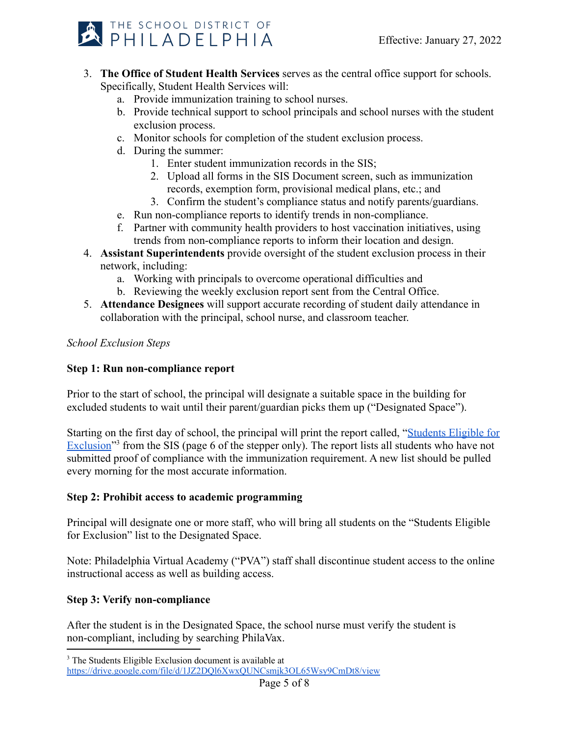3. **The Office of Student Health Services** serves as the central office support for schools. Specifically, Student Health Services will:
    a. Provide immunization training to school nurses.
    b. Provide technical support to school principals and school nurses with the student exclusion process.
    c. Monitor schools for completion of the student exclusion process.
    d. During the summer:
        1. Enter student immunization records in the SIS;
        2. Upload all forms in the SIS Document screen, such as immunization records, exemption form, provisional medical plans, etc.; and
        3. Confirm the student's compliance status and notify parents/guardians.
    e. Run non-compliance reports to identify trends in non-compliance.
    f. Partner with community health providers to host vaccination initiatives, using trends from non-compliance reports to inform their location and design.
4. **Assistant Superintendents** provide oversight of the student exclusion process in their network, including:
    a. Working with principals to overcome operational difficulties and
    b. Reviewing the weekly exclusion report sent from the Central Office.
5. **Attendance Designees** will support accurate recording of student daily attendance in collaboration with the principal, school nurse, and classroom teacher.

*School Exclusion Steps*

**Step 1: Run non-compliance report**

Prior to the start of school, the principal will designate a suitable space in the building for excluded students to wait until their parent/guardian picks them up ("Designated Space").

Starting on the first day of school, the principal will print the report called, "[Students Eligible for Exclusion](https://drive.google.com/file/d/1JZ2DQl6XwxQUNCsmjk3OL65Wsy9CmDt8/view)"[3] from the SIS (page 6 of the stepper only). The report lists all students who have not submitted proof of compliance with the immunization requirement. A new list should be pulled every morning for the most accurate information.

**Step 2: Prohibit access to academic programming**

Principal will designate one or more staff, who will bring all students on the "Students Eligible for Exclusion" list to the Designated Space.

Note: Philadelphia Virtual Academy ("PVA") staff shall discontinue student access to the online instructional access as well as building access.

**Step 3: Verify non-compliance**

After the student is in the Designated Space, the school nurse must verify the student is non-compliant, including by searching PhilaVax.

---

[3] The Students Eligible Exclusion document is available at https://drive.google.com/file/d/1JZ2DQl6XwxQUNCsmjk3OL65Wsy9CmDt8/view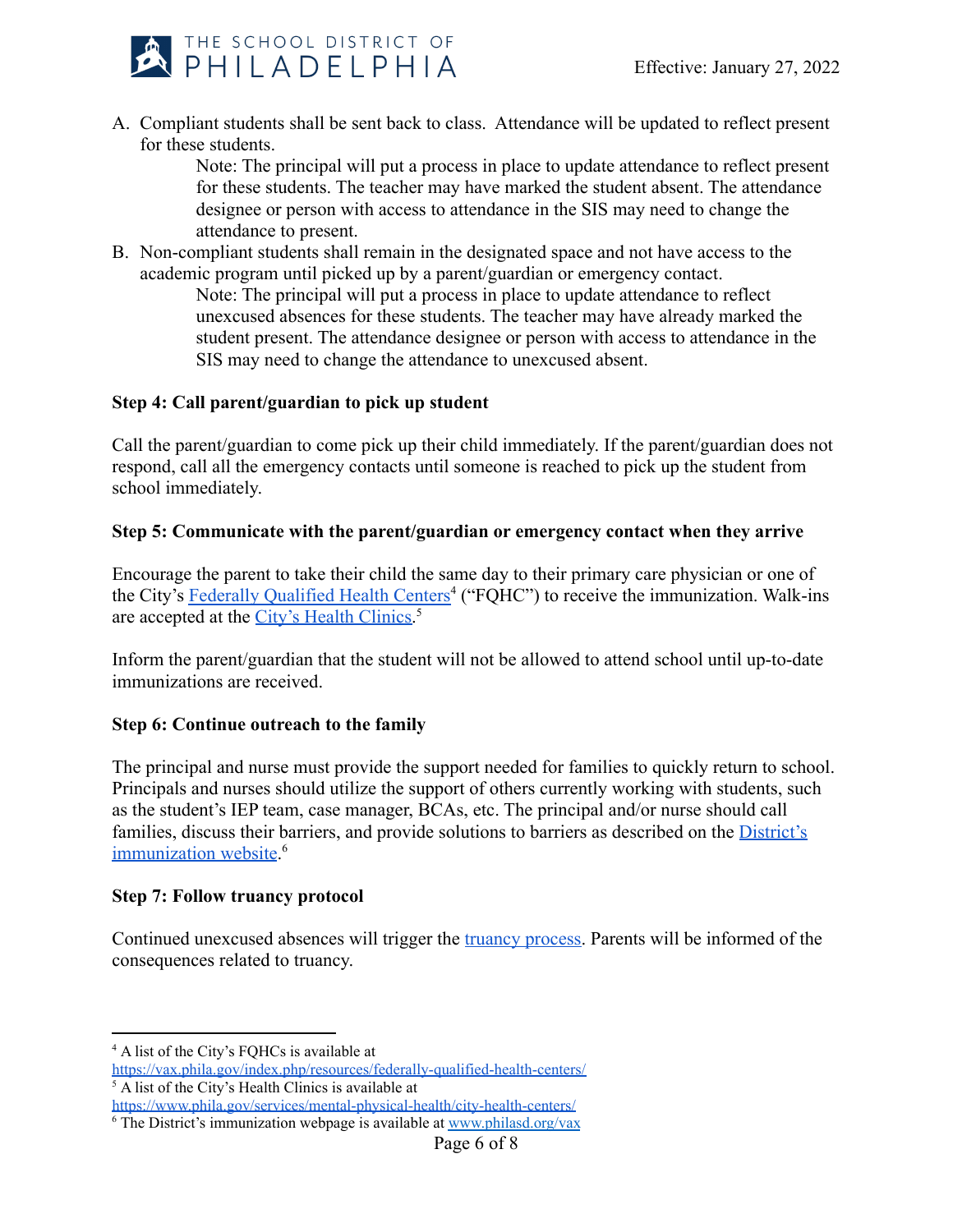A. Compliant students shall be sent back to class. Attendance will be updated to reflect present for these students.

   Note: The principal will put a process in place to update attendance to reflect present for these students. The teacher may have marked the student absent. The attendance designee or person with access to attendance in the SIS may need to change the attendance to present.

B. Non-compliant students shall remain in the designated space and not have access to the academic program until picked up by a parent/guardian or emergency contact.

   Note: The principal will put a process in place to update attendance to reflect unexcused absences for these students. The teacher may have already marked the student present. The attendance designee or person with access to attendance in the SIS may need to change the attendance to unexcused absent.

**Step 4: Call parent/guardian to pick up student**

Call the parent/guardian to come pick up their child immediately. If the parent/guardian does not respond, call all the emergency contacts until someone is reached to pick up the student from school immediately.

**Step 5: Communicate with the parent/guardian or emergency contact when they arrive**

Encourage the parent to take their child the same day to their primary care physician or one of the City's Federally Qualified Health Centers[4] ("FQHC") to receive the immunization. Walk-ins are accepted at the City's Health Clinics.[5]

Inform the parent/guardian that the student will not be allowed to attend school until up-to-date immunizations are received.

**Step 6: Continue outreach to the family**

The principal and nurse must provide the support needed for families to quickly return to school. Principals and nurses should utilize the support of others currently working with students, such as the student's IEP team, case manager, BCAs, etc. The principal and/or nurse should call families, discuss their barriers, and provide solutions to barriers as described on the District's immunization website.[6]

**Step 7: Follow truancy protocol**

Continued unexcused absences will trigger the truancy process. Parents will be informed of the consequences related to truancy.

---

[4] A list of the City's FQHCs is available at https://vax.phila.gov/index.php/resources/federally-qualified-health-centers/

[5] A list of the City's Health Clinics is available at https://www.phila.gov/services/mental-physical-health/city-health-centers/

[6] The District's immunization webpage is available at www.philasd.org/vax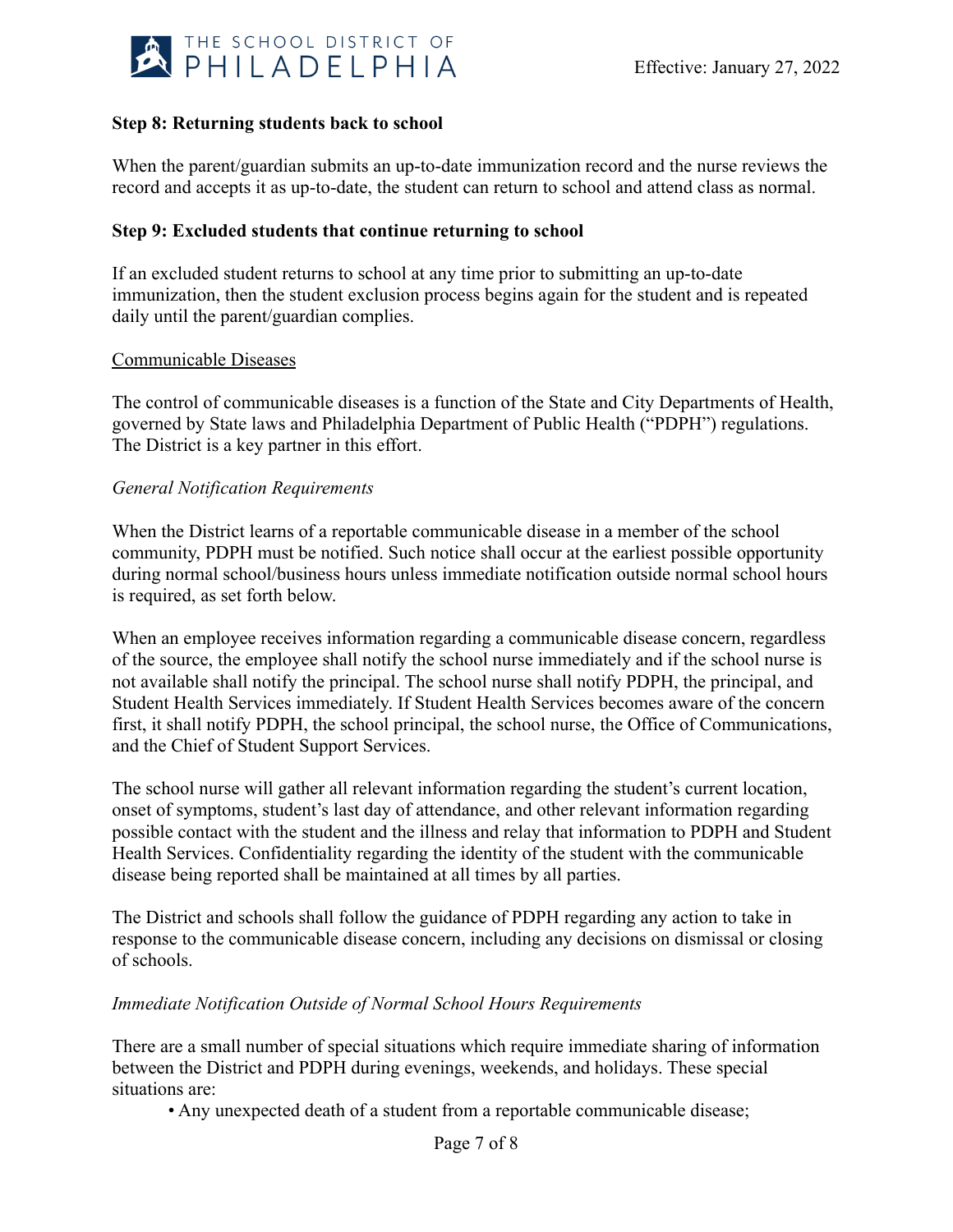**Step 8: Returning students back to school**

When the parent/guardian submits an up-to-date immunization record and the nurse reviews the record and accepts it as up-to-date, the student can return to school and attend class as normal.

**Step 9: Excluded students that continue returning to school**

If an excluded student returns to school at any time prior to submitting an up-to-date immunization, then the student exclusion process begins again for the student and is repeated daily until the parent/guardian complies.

<u>Communicable Diseases</u>

The control of communicable diseases is a function of the State and City Departments of Health, governed by State laws and Philadelphia Department of Public Health ("PDPH") regulations. The District is a key partner in this effort.

*General Notification Requirements*

When the District learns of a reportable communicable disease in a member of the school community, PDPH must be notified. Such notice shall occur at the earliest possible opportunity during normal school/business hours unless immediate notification outside normal school hours is required, as set forth below.

When an employee receives information regarding a communicable disease concern, regardless of the source, the employee shall notify the school nurse immediately and if the school nurse is not available shall notify the principal. The school nurse shall notify PDPH, the principal, and Student Health Services immediately. If Student Health Services becomes aware of the concern first, it shall notify PDPH, the school principal, the school nurse, the Office of Communications, and the Chief of Student Support Services.

The school nurse will gather all relevant information regarding the student's current location, onset of symptoms, student's last day of attendance, and other relevant information regarding possible contact with the student and the illness and relay that information to PDPH and Student Health Services. Confidentiality regarding the identity of the student with the communicable disease being reported shall be maintained at all times by all parties.

The District and schools shall follow the guidance of PDPH regarding any action to take in response to the communicable disease concern, including any decisions on dismissal or closing of schools.

*Immediate Notification Outside of Normal School Hours Requirements*

There are a small number of special situations which require immediate sharing of information between the District and PDPH during evenings, weekends, and holidays. These special situations are:

- Any unexpected death of a student from a reportable communicable disease;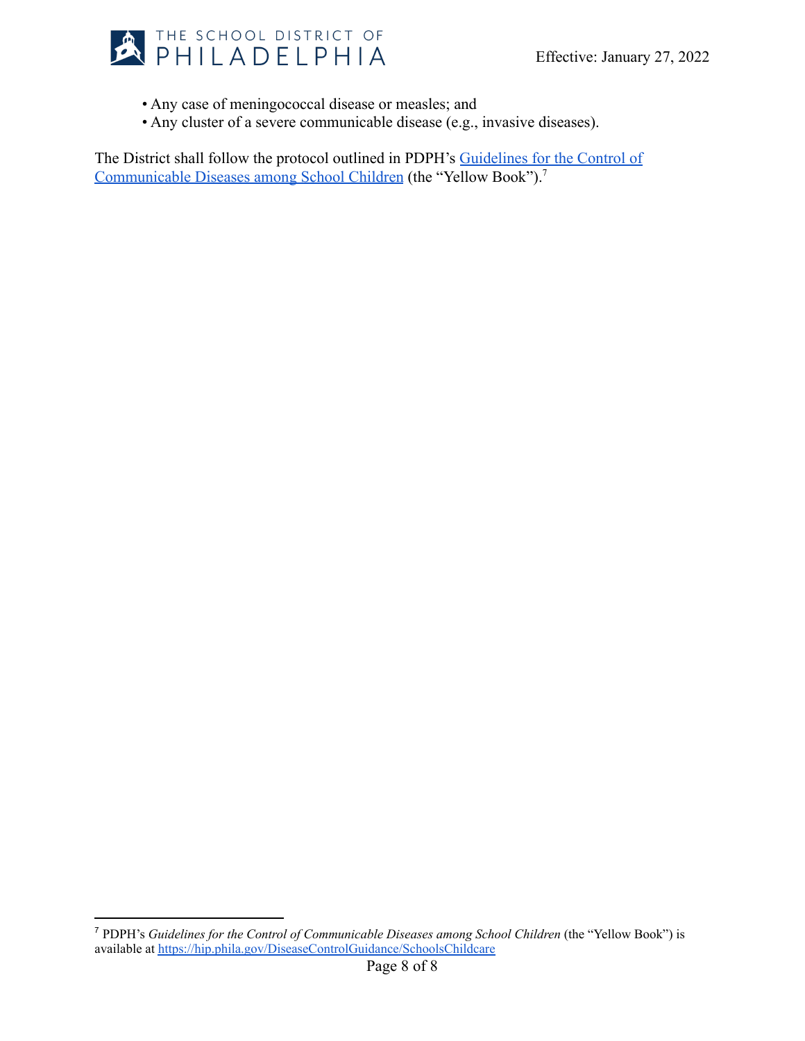- Any case of meningococcal disease or measles; and
- Any cluster of a severe communicable disease (e.g., invasive diseases).

The District shall follow the protocol outlined in PDPH's [Guidelines for the Control of Communicable Diseases among School Children](https://hip.phila.gov/DiseaseControlGuidance/SchoolsChildcare) (the "Yellow Book").[7]

[7] PDPH's *Guidelines for the Control of Communicable Diseases among School Children* (the "Yellow Book") is available at https://hip.phila.gov/DiseaseControlGuidance/SchoolsChildcare